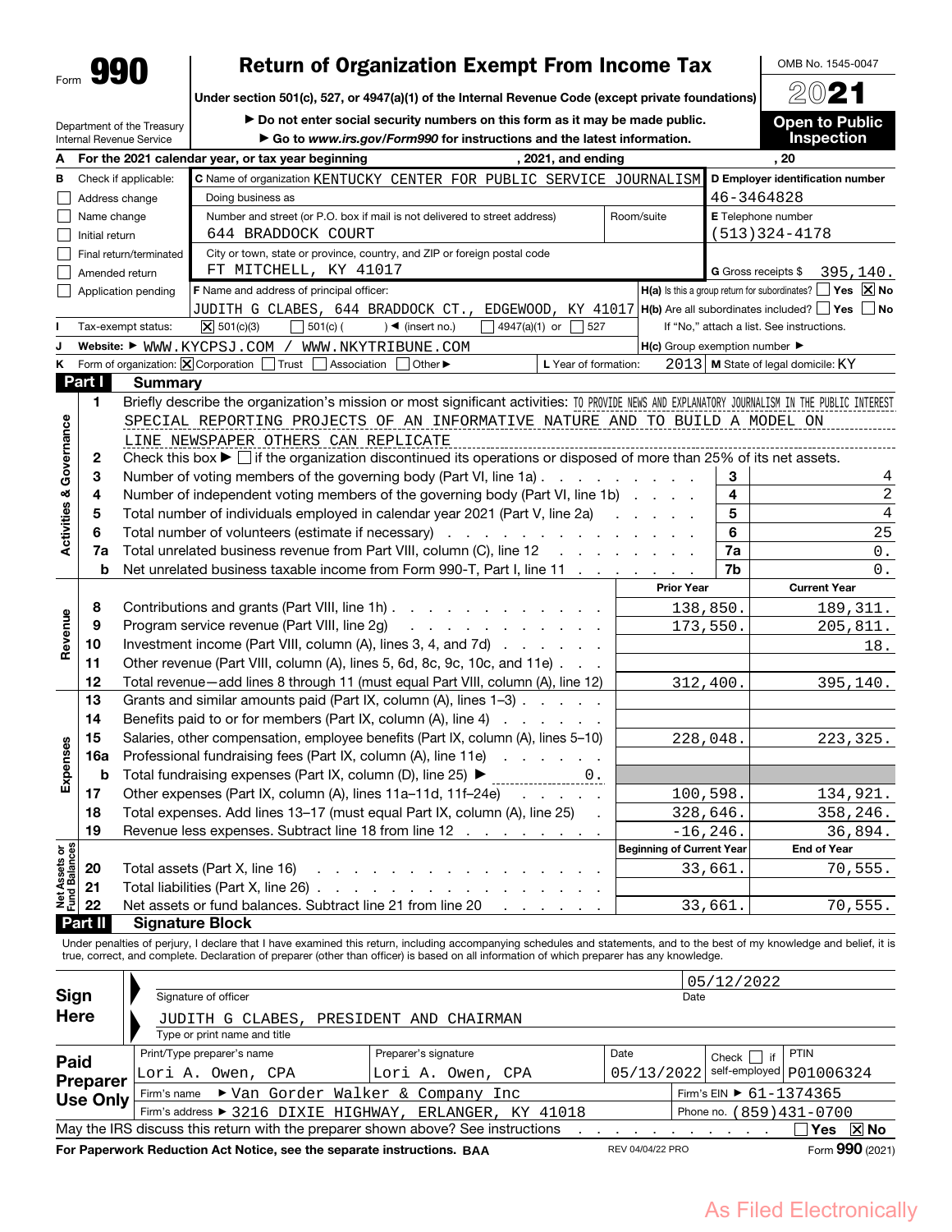Form **990**

# Return of Organization Exempt From Income Tax

OMB No. 1545-0047

**2021**

**Open to Public Inspection**

Under section 501(c), 527, or 4947(a)(1) of the Internal Revenue Code (except private foundations)

▶ Do not enter social security numbers on this form as it may be made public.

▶ Go to *www.irs.gov/Form990* for instructions and the latest information.

Department of the Treasury
Internal Revenue Service

**A** For the 2021 calendar year, or tax year beginning , 2021, and ending , 20

**B** Check if applicable:
- ☐ Address change
- ☐ Name change
- ☐ Initial return
- ☐ Final return/terminated
- ☐ Amended return
- ☐ Application pending

**C** Name of organization KENTUCKY CENTER FOR PUBLIC SERVICE JOURNALISM

Doing business as

Number and street (or P.O. box if mail is not delivered to street address) 644 BRADDOCK COURT | Room/suite

City or town, state or province, country, and ZIP or foreign postal code FT MITCHELL, KY 41017

**D** Employer identification number 46-3464828

**E** Telephone number (513)324-4178

**G** Gross receipts $ 395,140.

**F** Name and address of principal officer: JUDITH G CLABES, 644 BRADDOCK CT., EDGEWOOD, KY 41017

**H(a)** Is this a group return for subordinates? ☐ Yes ☒ No

**H(b)** Are all subordinates included? ☐ Yes ☐ No
If "No," attach a list. See instructions.

**I** Tax-exempt status: ☒ 501(c)(3) ☐ 501(c) ( ) ◀ (insert no.) ☐ 4947(a)(1) or ☐ 527

**J** Website: ▶ WWW.KYCPSJ.COM / WWW.NKYTRIBUNE.COM

**H(c)** Group exemption number ▶

**K** Form of organization: ☒ Corporation ☐ Trust ☐ Association ☐ Other ▶

**L** Year of formation: 2013 **M** State of legal domicile: KY

## Part I Summary

**Activities & Governance**

1 Briefly describe the organization's mission or most significant activities: TO PROVIDE NEWS AND EXPLANATORY JOURNALISM IN THE PUBLIC INTEREST SPECIAL REPORTING PROJECTS OF AN INFORMATIVE NATURE AND TO BUILD A MODEL ON LINE NEWSPAPER OTHERS CAN REPLICATE

2 Check this box ▶ ☐ if the organization discontinued its operations or disposed of more than 25% of its net assets.

| | | | |
|---|---|---|---|
| 3 | Number of voting members of the governing body (Part VI, line 1a) | 3 | 4 |
| 4 | Number of independent voting members of the governing body (Part VI, line 1b) | 4 | 2 |
| 5 | Total number of individuals employed in calendar year 2021 (Part V, line 2a) | 5 | 4 |
| 6 | Total number of volunteers (estimate if necessary) | 6 | 25 |
| 7a | Total unrelated business revenue from Part VIII, column (C), line 12 | 7a | 0. |
| b | Net unrelated business taxable income from Form 990-T, Part I, line 11 | 7b | 0. |

| | | | Prior Year | Current Year |
|---|---|---|---|---|
| **Revenue** | 8 | Contributions and grants (Part VIII, line 1h) | 138,850. | 189,311. |
| | 9 | Program service revenue (Part VIII, line 2g) | 173,550. | 205,811. |
| | 10 | Investment income (Part VIII, column (A), lines 3, 4, and 7d) | | 18. |
| | 11 | Other revenue (Part VIII, column (A), lines 5, 6d, 8c, 9c, 10c, and 11e) | | |
| | 12 | Total revenue—add lines 8 through 11 (must equal Part VIII, column (A), line 12) | 312,400. | 395,140. |
| **Expenses** | 13 | Grants and similar amounts paid (Part IX, column (A), lines 1–3) | | |
| | 14 | Benefits paid to or for members (Part IX, column (A), line 4) | | |
| | 15 | Salaries, other compensation, employee benefits (Part IX, column (A), lines 5–10) | 228,048. | 223,325. |
| | 16a | Professional fundraising fees (Part IX, column (A), line 11e) | | |
| | b | Total fundraising expenses (Part IX, column (D), line 25) ▶ 0. | | |
| | 17 | Other expenses (Part IX, column (A), lines 11a–11d, 11f–24e) | 100,598. | 134,921. |
| | 18 | Total expenses. Add lines 13–17 (must equal Part IX, column (A), line 25) | 328,646. | 358,246. |
| | 19 | Revenue less expenses. Subtract line 18 from line 12 | -16,246. | 36,894. |
| | | | **Beginning of Current Year** | **End of Year** |
| **Net Assets or Fund Balances** | 20 | Total assets (Part X, line 16) | 33,661. | 70,555. |
| | 21 | Total liabilities (Part X, line 26) | | |
| | 22 | Net assets or fund balances. Subtract line 21 from line 20 | 33,661. | 70,555. |

## Part II Signature Block

Under penalties of perjury, I declare that I have examined this return, including accompanying schedules and statements, and to the best of my knowledge and belief, it is true, correct, and complete. Declaration of preparer (other than officer) is based on all information of which preparer has any knowledge.

**Sign Here**

Signature of officer | Date 05/12/2022

JUDITH G CLABES, PRESIDENT AND CHAIRMAN
Type or print name and title

**Paid Preparer Use Only**

| Print/Type preparer's name | Preparer's signature | Date | Check ☐ if self-employed | PTIN |
|---|---|---|---|---|
| Lori A. Owen, CPA | Lori A. Owen, CPA | 05/13/2022 | | P01006324 |

Firm's name ▶ Van Gorder Walker & Company Inc | Firm's EIN ▶ 61-1374365

Firm's address ▶ 3216 DIXIE HIGHWAY, ERLANGER, KY 41018 | Phone no. (859)431-0700

May the IRS discuss this return with the preparer shown above? See instructions ☐ Yes ☒ No

**For Paperwork Reduction Act Notice, see the separate instructions.** BAA REV 04/04/22 PRO Form **990** (2021)

As Filed Electronically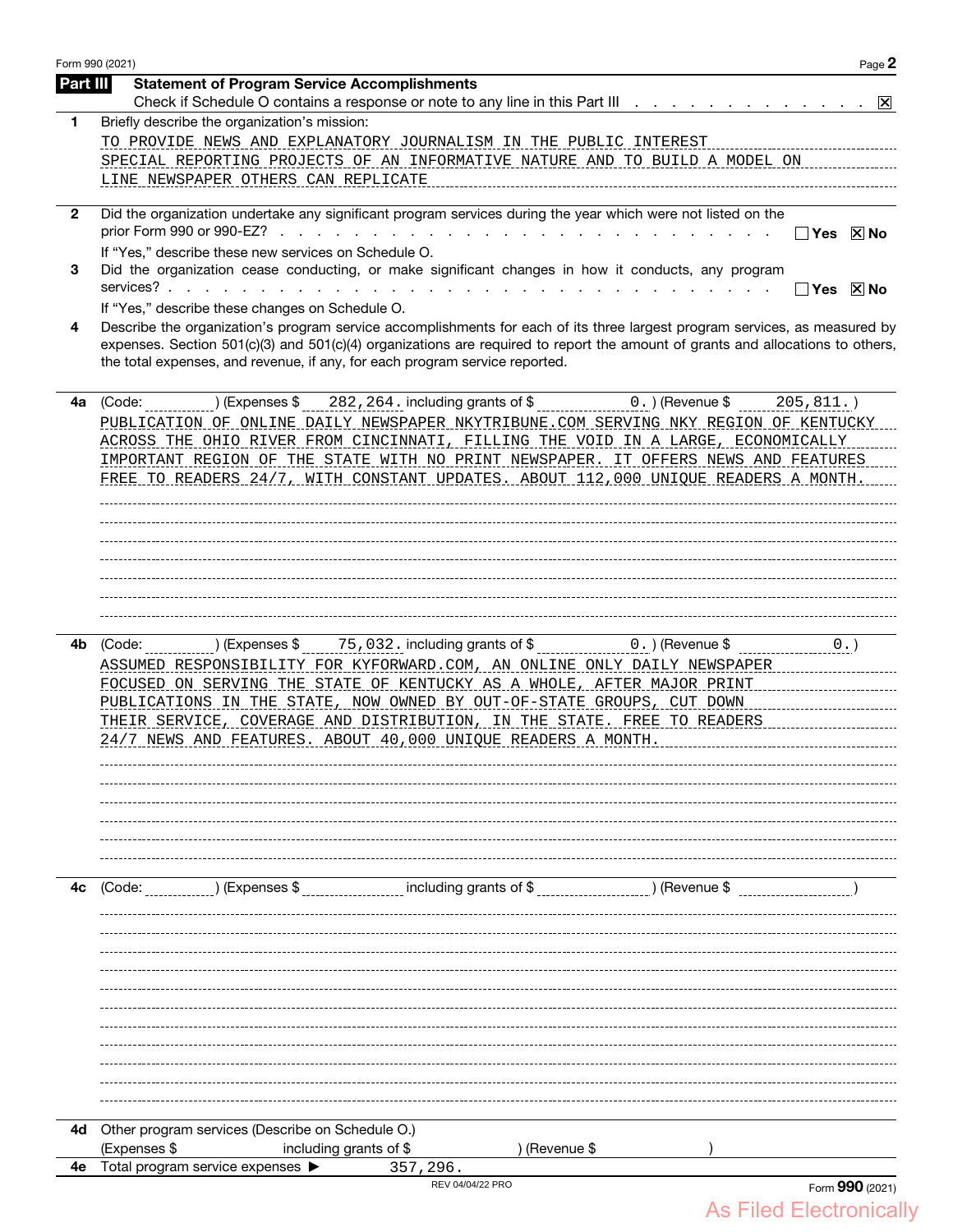## Part III Statement of Program Service Accomplishments

Check if Schedule O contains a response or note to any line in this Part III . . . . . . . . . . . . . . ☒

**1** Briefly describe the organization's mission:

TO PROVIDE NEWS AND EXPLANATORY JOURNALISM IN THE PUBLIC INTEREST SPECIAL REPORTING PROJECTS OF AN INFORMATIVE NATURE AND TO BUILD A MODEL ON LINE NEWSPAPER OTHERS CAN REPLICATE

**2** Did the organization undertake any significant program services during the year which were not listed on the prior Form 990 or 990-EZ? . . . . . . . . . . . . . . . . . . . . . . . . ☐ Yes ☒ No

If "Yes," describe these new services on Schedule O.

**3** Did the organization cease conducting, or make significant changes in how it conducts, any program services? . . . . . . . . . . . . . . . . . . . . . . . . . . . . . ☐ Yes ☒ No

If "Yes," describe these changes on Schedule O.

**4** Describe the organization's program service accomplishments for each of its three largest program services, as measured by expenses. Section 501(c)(3) and 501(c)(4) organizations are required to report the amount of grants and allocations to others, the total expenses, and revenue, if any, for each program service reported.

**4a** (Code: ) (Expenses $ 282,264. including grants of $ 0. ) (Revenue $ 205,811. )

PUBLICATION OF ONLINE DAILY NEWSPAPER NKYTRIBUNE.COM SERVING NKY REGION OF KENTUCKY ACROSS THE OHIO RIVER FROM CINCINNATI, FILLING THE VOID IN A LARGE, ECONOMICALLY IMPORTANT REGION OF THE STATE WITH NO PRINT NEWSPAPER. IT OFFERS NEWS AND FEATURES FREE TO READERS 24/7, WITH CONSTANT UPDATES. ABOUT 112,000 UNIQUE READERS A MONTH.

**4b** (Code: ) (Expenses $ 75,032. including grants of $ 0. ) (Revenue $ 0. )

ASSUMED RESPONSIBILITY FOR KYFORWARD.COM, AN ONLINE ONLY DAILY NEWSPAPER FOCUSED ON SERVING THE STATE OF KENTUCKY AS A WHOLE, AFTER MAJOR PRINT PUBLICATIONS IN THE STATE, NOW OWNED BY OUT-OF-STATE GROUPS, CUT DOWN THEIR SERVICE, COVERAGE AND DISTRIBUTION, IN THE STATE. FREE TO READERS 24/7 NEWS AND FEATURES. ABOUT 40,000 UNIQUE READERS A MONTH.

**4c** (Code: ) (Expenses $ including grants of $ ) (Revenue $ )

**4d** Other program services (Describe on Schedule O.)

(Expenses $ including grants of $ ) (Revenue $ )

**4e** Total program service expenses ▶ 357,296.

Form **990** (2021)

As Filed Electronically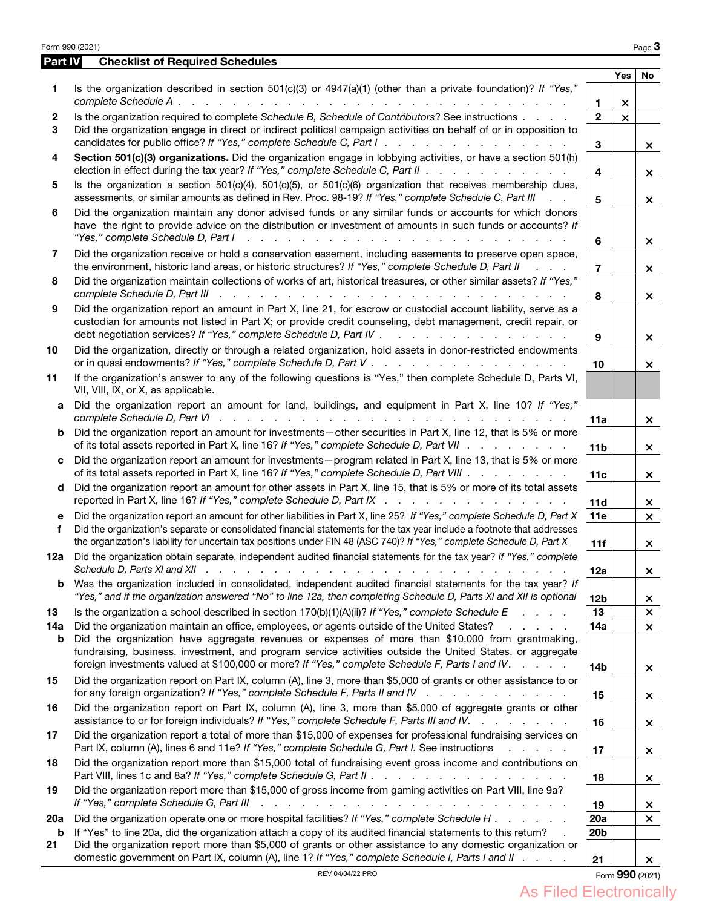## Part IV Checklist of Required Schedules

| | | | Yes | No |
|---|---|---|---|---|
| 1 | Is the organization described in section 501(c)(3) or 4947(a)(1) (other than a private foundation)? *If "Yes," complete Schedule A* | 1 | × | |
| 2 | Is the organization required to complete *Schedule B, Schedule of Contributors*? See instructions | 2 | × | |
| 3 | Did the organization engage in direct or indirect political campaign activities on behalf of or in opposition to candidates for public office? *If "Yes," complete Schedule C, Part I* | 3 | | × |
| 4 | **Section 501(c)(3) organizations.** Did the organization engage in lobbying activities, or have a section 501(h) election in effect during the tax year? *If "Yes," complete Schedule C, Part II* | 4 | | × |
| 5 | Is the organization a section 501(c)(4), 501(c)(5), or 501(c)(6) organization that receives membership dues, assessments, or similar amounts as defined in Rev. Proc. 98-19? *If "Yes," complete Schedule C, Part III* | 5 | | × |
| 6 | Did the organization maintain any donor advised funds or any similar funds or accounts for which donors have the right to provide advice on the distribution or investment of amounts in such funds or accounts? *If "Yes," complete Schedule D, Part I* | 6 | | × |
| 7 | Did the organization receive or hold a conservation easement, including easements to preserve open space, the environment, historic land areas, or historic structures? *If "Yes," complete Schedule D, Part II* | 7 | | × |
| 8 | Did the organization maintain collections of works of art, historical treasures, or other similar assets? *If "Yes," complete Schedule D, Part III* | 8 | | × |
| 9 | Did the organization report an amount in Part X, line 21, for escrow or custodial account liability, serve as a custodian for amounts not listed in Part X; or provide credit counseling, debt management, credit repair, or debt negotiation services? *If "Yes," complete Schedule D, Part IV* | 9 | | × |
| 10 | Did the organization, directly or through a related organization, hold assets in donor-restricted endowments or in quasi endowments? *If "Yes," complete Schedule D, Part V* | 10 | | × |
| 11 | If the organization's answer to any of the following questions is "Yes," then complete Schedule D, Parts VI, VII, VIII, IX, or X, as applicable. | | | |
| a | Did the organization report an amount for land, buildings, and equipment in Part X, line 10? *If "Yes," complete Schedule D, Part VI* | 11a | | × |
| b | Did the organization report an amount for investments—other securities in Part X, line 12, that is 5% or more of its total assets reported in Part X, line 16? *If "Yes," complete Schedule D, Part VII* | 11b | | × |
| c | Did the organization report an amount for investments—program related in Part X, line 13, that is 5% or more of its total assets reported in Part X, line 16? *If "Yes," complete Schedule D, Part VIII* | 11c | | × |
| d | Did the organization report an amount for other assets in Part X, line 15, that is 5% or more of its total assets reported in Part X, line 16? *If "Yes," complete Schedule D, Part IX* | 11d | | × |
| e | Did the organization report an amount for other liabilities in Part X, line 25? *If "Yes," complete Schedule D, Part X* | 11e | | × |
| f | Did the organization's separate or consolidated financial statements for the tax year include a footnote that addresses the organization's liability for uncertain tax positions under FIN 48 (ASC 740)? *If "Yes," complete Schedule D, Part X* | 11f | | × |
| 12a | Did the organization obtain separate, independent audited financial statements for the tax year? *If "Yes," complete Schedule D, Parts XI and XII* | 12a | | × |
| b | Was the organization included in consolidated, independent audited financial statements for the tax year? *If "Yes," and if the organization answered "No" to line 12a, then completing Schedule D, Parts XI and XII is optional* | 12b | | × |
| 13 | Is the organization a school described in section 170(b)(1)(A)(ii)? *If "Yes," complete Schedule E* | 13 | | × |
| 14a | Did the organization maintain an office, employees, or agents outside of the United States? | 14a | | × |
| b | Did the organization have aggregate revenues or expenses of more than $10,000 from grantmaking, fundraising, business, investment, and program service activities outside the United States, or aggregate foreign investments valued at $100,000 or more? *If "Yes," complete Schedule F, Parts I and IV* | 14b | | × |
| 15 | Did the organization report on Part IX, column (A), line 3, more than $5,000 of grants or other assistance to or for any foreign organization? *If "Yes," complete Schedule F, Parts II and IV* | 15 | | × |
| 16 | Did the organization report on Part IX, column (A), line 3, more than $5,000 of aggregate grants or other assistance to or for foreign individuals? *If "Yes," complete Schedule F, Parts III and IV.* | 16 | | × |
| 17 | Did the organization report a total of more than $15,000 of expenses for professional fundraising services on Part IX, column (A), lines 6 and 11e? *If "Yes," complete Schedule G, Part I.* See instructions | 17 | | × |
| 18 | Did the organization report more than $15,000 total of fundraising event gross income and contributions on Part VIII, lines 1c and 8a? *If "Yes," complete Schedule G, Part II* | 18 | | × |
| 19 | Did the organization report more than $15,000 of gross income from gaming activities on Part VIII, line 9a? *If "Yes," complete Schedule G, Part III* | 19 | | × |
| 20a | Did the organization operate one or more hospital facilities? *If "Yes," complete Schedule H* | 20a | | × |
| b | If "Yes" to line 20a, did the organization attach a copy of its audited financial statements to this return? | 20b | | |
| 21 | Did the organization report more than $5,000 of grants or other assistance to any domestic organization or domestic government on Part IX, column (A), line 1? *If "Yes," complete Schedule I, Parts I and II* | 21 | | × |

REV 04/04/22 PRO

As Filed Electronically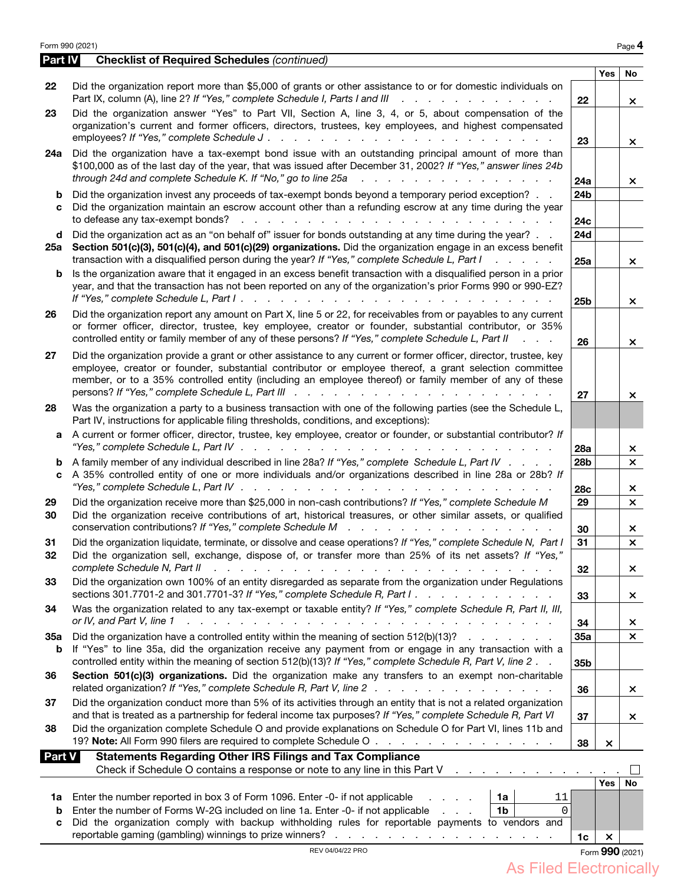## Part IV Checklist of Required Schedules *(continued)*

| | | | Yes | No |
|---|---|---|---|---|
| 22 | Did the organization report more than $5,000 of grants or other assistance to or for domestic individuals on Part IX, column (A), line 2? *If "Yes," complete Schedule I, Parts I and III* | 22 | | × |
| 23 | Did the organization answer "Yes" to Part VII, Section A, line 3, 4, or 5, about compensation of the organization's current and former officers, directors, trustees, key employees, and highest compensated employees? *If "Yes," complete Schedule J* | 23 | | × |
| 24a | Did the organization have a tax-exempt bond issue with an outstanding principal amount of more than $100,000 as of the last day of the year, that was issued after December 31, 2002? *If "Yes," answer lines 24b through 24d and complete Schedule K. If "No," go to line 25a* | 24a | | × |
| b | Did the organization invest any proceeds of tax-exempt bonds beyond a temporary period exception? | 24b | | |
| c | Did the organization maintain an escrow account other than a refunding escrow at any time during the year to defease any tax-exempt bonds? | 24c | | |
| d | Did the organization act as an "on behalf of" issuer for bonds outstanding at any time during the year? | 24d | | |
| 25a | **Section 501(c)(3), 501(c)(4), and 501(c)(29) organizations.** Did the organization engage in an excess benefit transaction with a disqualified person during the year? *If "Yes," complete Schedule L, Part I* | 25a | | × |
| b | Is the organization aware that it engaged in an excess benefit transaction with a disqualified person in a prior year, and that the transaction has not been reported on any of the organization's prior Forms 990 or 990-EZ? *If "Yes," complete Schedule L, Part I* | 25b | | × |
| 26 | Did the organization report any amount on Part X, line 5 or 22, for receivables from or payables to any current or former officer, director, trustee, key employee, creator or founder, substantial contributor, or 35% controlled entity or family member of any of these persons? *If "Yes," complete Schedule L, Part II* | 26 | | × |
| 27 | Did the organization provide a grant or other assistance to any current or former officer, director, trustee, key employee, creator or founder, substantial contributor or employee thereof, a grant selection committee member, or to a 35% controlled entity (including an employee thereof) or family member of any of these persons? *If "Yes," complete Schedule L, Part III* | 27 | | × |
| 28 | Was the organization a party to a business transaction with one of the following parties (see the Schedule L, Part IV, instructions for applicable filing thresholds, conditions, and exceptions): | | | |
| a | A current or former officer, director, trustee, key employee, creator or founder, or substantial contributor? *If "Yes," complete Schedule L, Part IV* | 28a | | × |
| b | A family member of any individual described in line 28a? *If "Yes," complete Schedule L, Part IV* | 28b | | × |
| c | A 35% controlled entity of one or more individuals and/or organizations described in line 28a or 28b? *If "Yes," complete Schedule L, Part IV* | 28c | | × |
| 29 | Did the organization receive more than $25,000 in non-cash contributions? *If "Yes," complete Schedule M* | 29 | | × |
| 30 | Did the organization receive contributions of art, historical treasures, or other similar assets, or qualified conservation contributions? *If "Yes," complete Schedule M* | 30 | | × |
| 31 | Did the organization liquidate, terminate, or dissolve and cease operations? *If "Yes," complete Schedule N, Part I* | 31 | | × |
| 32 | Did the organization sell, exchange, dispose of, or transfer more than 25% of its net assets? *If "Yes," complete Schedule N, Part II* | 32 | | × |
| 33 | Did the organization own 100% of an entity disregarded as separate from the organization under Regulations sections 301.7701-2 and 301.7701-3? *If "Yes," complete Schedule R, Part I* | 33 | | × |
| 34 | Was the organization related to any tax-exempt or taxable entity? *If "Yes," complete Schedule R, Part II, III, or IV, and Part V, line 1* | 34 | | × |
| 35a | Did the organization have a controlled entity within the meaning of section 512(b)(13)? | 35a | | × |
| b | If "Yes" to line 35a, did the organization receive any payment from or engage in any transaction with a controlled entity within the meaning of section 512(b)(13)? *If "Yes," complete Schedule R, Part V, line 2* | 35b | | |
| 36 | **Section 501(c)(3) organizations.** Did the organization make any transfers to an exempt non-charitable related organization? *If "Yes," complete Schedule R, Part V, line 2* | 36 | | × |
| 37 | Did the organization conduct more than 5% of its activities through an entity that is not a related organization and that is treated as a partnership for federal income tax purposes? *If "Yes," complete Schedule R, Part VI* | 37 | | × |
| 38 | Did the organization complete Schedule O and provide explanations on Schedule O for Part VI, lines 11b and 19? **Note:** All Form 990 filers are required to complete Schedule O | 38 | × | |

## Part V Statements Regarding Other IRS Filings and Tax Compliance

Check if Schedule O contains a response or note to any line in this Part V ☐

| | | | | | Yes | No |
|---|---|---|---|---|---|---|
| 1a | Enter the number reported in box 3 of Form 1096. Enter -0- if not applicable | 1a | 11 | | | |
| b | Enter the number of Forms W-2G included on line 1a. Enter -0- if not applicable | 1b | 0 | | | |
| c | Did the organization comply with backup withholding rules for reportable payments to vendors and reportable gaming (gambling) winnings to prize winners? | | | 1c | × | |

REV 04/04/22 PRO

Form **990** (2021)

As Filed Electronically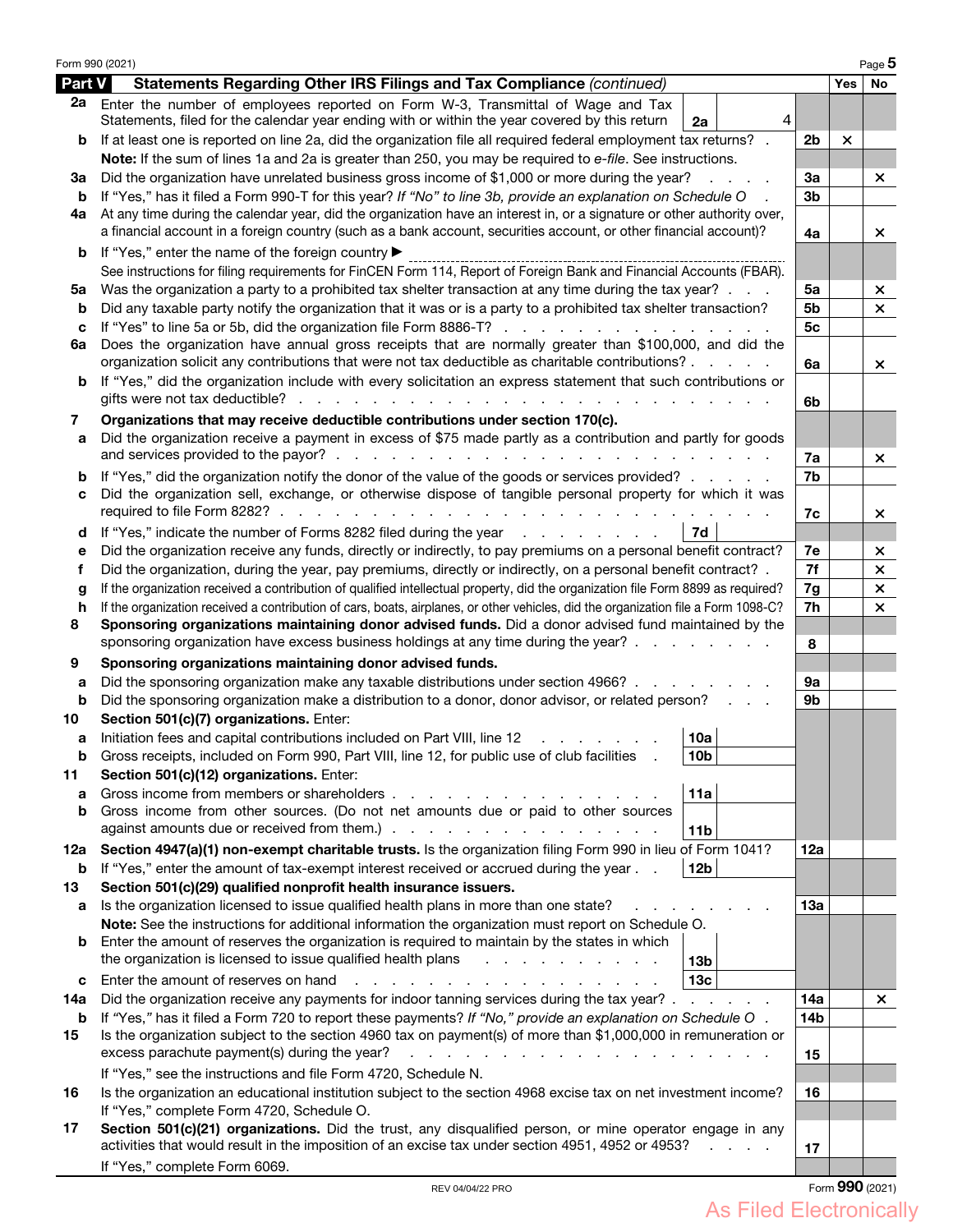Form 990 (2021)

## Part V — Statements Regarding Other IRS Filings and Tax Compliance *(continued)*

| | | | | Yes | No |
|---|---|---|---|---|---|
| 2a | Enter the number of employees reported on Form W-3, Transmittal of Wage and Tax Statements, filed for the calendar year ending with or within the year covered by this return | 2a 4 | | | |
| b | If at least one is reported on line 2a, did the organization file all required federal employment tax returns? | | 2b | × | |
| | **Note:** If the sum of lines 1a and 2a is greater than 250, you may be required to *e-file*. See instructions. | | | | |
| 3a | Did the organization have unrelated business gross income of $1,000 or more during the year? | | 3a | | × |
| b | If "Yes," has it filed a Form 990-T for this year? *If "No" to line 3b, provide an explanation on Schedule O* | | 3b | | |
| 4a | At any time during the calendar year, did the organization have an interest in, or a signature or other authority over, a financial account in a foreign country (such as a bank account, securities account, or other financial account)? | | 4a | | × |
| b | If "Yes," enter the name of the foreign country ▶ | | | | |
| | See instructions for filing requirements for FinCEN Form 114, Report of Foreign Bank and Financial Accounts (FBAR). | | | | |
| 5a | Was the organization a party to a prohibited tax shelter transaction at any time during the tax year? | | 5a | | × |
| b | Did any taxable party notify the organization that it was or is a party to a prohibited tax shelter transaction? | | 5b | | × |
| c | If "Yes" to line 5a or 5b, did the organization file Form 8886-T? | | 5c | | |
| 6a | Does the organization have annual gross receipts that are normally greater than $100,000, and did the organization solicit any contributions that were not tax deductible as charitable contributions? | | 6a | | × |
| b | If "Yes," did the organization include with every solicitation an express statement that such contributions or gifts were not tax deductible? | | 6b | | |
| 7 | **Organizations that may receive deductible contributions under section 170(c).** | | | | |
| a | Did the organization receive a payment in excess of $75 made partly as a contribution and partly for goods and services provided to the payor? | | 7a | | × |
| b | If "Yes," did the organization notify the donor of the value of the goods or services provided? | | 7b | | |
| c | Did the organization sell, exchange, or otherwise dispose of tangible personal property for which it was required to file Form 8282? | | 7c | | × |
| d | If "Yes," indicate the number of Forms 8282 filed during the year | 7d | | | |
| e | Did the organization receive any funds, directly or indirectly, to pay premiums on a personal benefit contract? | | 7e | | × |
| f | Did the organization, during the year, pay premiums, directly or indirectly, on a personal benefit contract? | | 7f | | × |
| g | If the organization received a contribution of qualified intellectual property, did the organization file Form 8899 as required? | | 7g | | × |
| h | If the organization received a contribution of cars, boats, airplanes, or other vehicles, did the organization file a Form 1098-C? | | 7h | | × |
| 8 | **Sponsoring organizations maintaining donor advised funds.** Did a donor advised fund maintained by the sponsoring organization have excess business holdings at any time during the year? | | 8 | | |
| 9 | **Sponsoring organizations maintaining donor advised funds.** | | | | |
| a | Did the sponsoring organization make any taxable distributions under section 4966? | | 9a | | |
| b | Did the sponsoring organization make a distribution to a donor, donor advisor, or related person? | | 9b | | |
| 10 | **Section 501(c)(7) organizations.** Enter: | | | | |
| a | Initiation fees and capital contributions included on Part VIII, line 12 | 10a | | | |
| b | Gross receipts, included on Form 990, Part VIII, line 12, for public use of club facilities | 10b | | | |
| 11 | **Section 501(c)(12) organizations.** Enter: | | | | |
| a | Gross income from members or shareholders | 11a | | | |
| b | Gross income from other sources. (Do not net amounts due or paid to other sources against amounts due or received from them.) | 11b | | | |
| 12a | **Section 4947(a)(1) non-exempt charitable trusts.** Is the organization filing Form 990 in lieu of Form 1041? | | 12a | | |
| b | If "Yes," enter the amount of tax-exempt interest received or accrued during the year | 12b | | | |
| 13 | **Section 501(c)(29) qualified nonprofit health insurance issuers.** | | | | |
| a | Is the organization licensed to issue qualified health plans in more than one state? | | 13a | | |
| | **Note:** See the instructions for additional information the organization must report on Schedule O. | | | | |
| b | Enter the amount of reserves the organization is required to maintain by the states in which the organization is licensed to issue qualified health plans | 13b | | | |
| c | Enter the amount of reserves on hand | 13c | | | |
| 14a | Did the organization receive any payments for indoor tanning services during the tax year? | | 14a | | × |
| b | If "Yes," has it filed a Form 720 to report these payments? *If "No," provide an explanation on Schedule O* | | 14b | | |
| 15 | Is the organization subject to the section 4960 tax on payment(s) of more than $1,000,000 in remuneration or excess parachute payment(s) during the year? | | 15 | | |
| | If "Yes," see the instructions and file Form 4720, Schedule N. | | | | |
| 16 | Is the organization an educational institution subject to the section 4968 excise tax on net investment income? | | 16 | | |
| | If "Yes," complete Form 4720, Schedule O. | | | | |
| 17 | **Section 501(c)(21) organizations.** Did the trust, any disqualified person, or mine operator engage in any activities that would result in the imposition of an excise tax under section 4951, 4952 or 4953? | | 17 | | |
| | If "Yes," complete Form 6069. | | | | |

REV 04/04/22 PRO

Form **990** (2021)

As Filed Electronically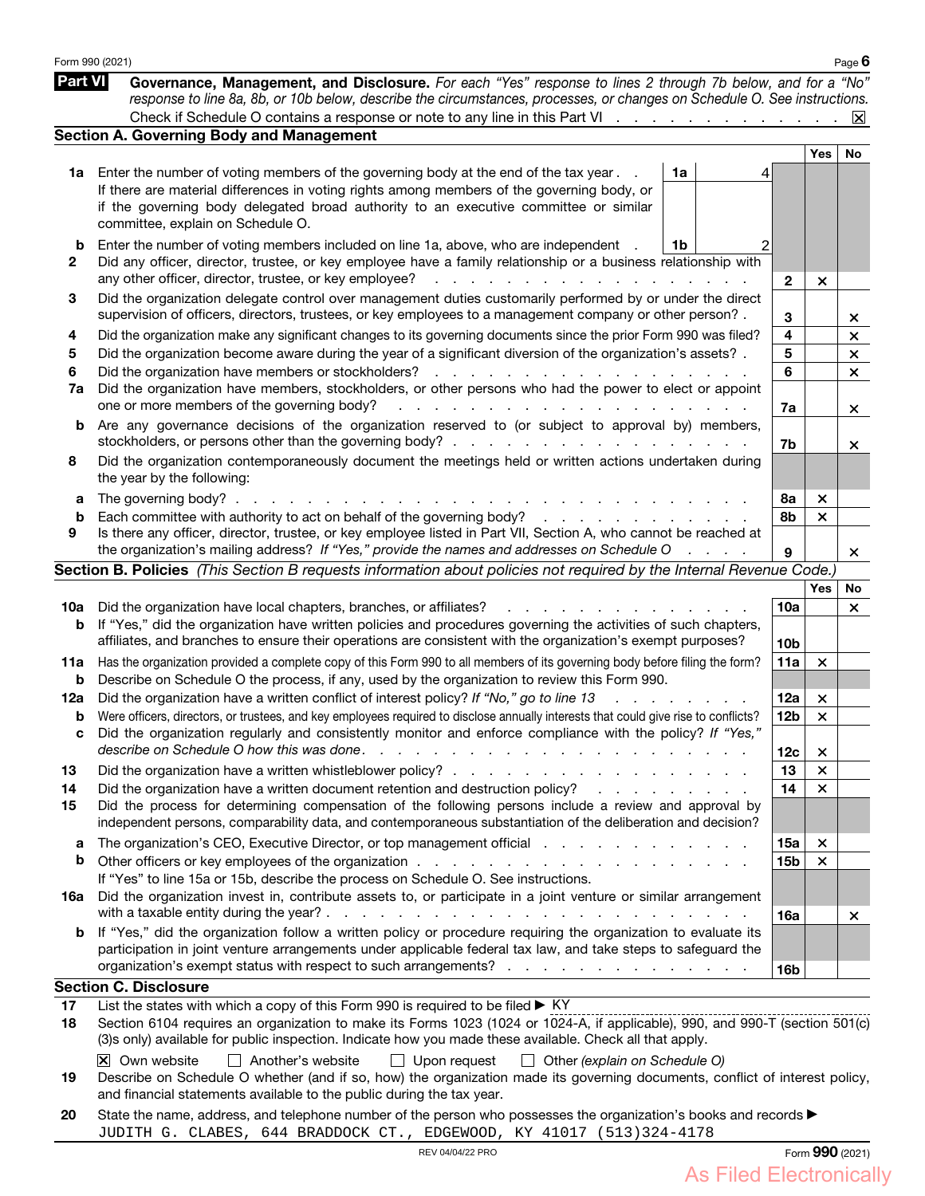Form 990 (2021) Page **6**

**Part VI** **Governance, Management, and Disclosure.** *For each "Yes" response to lines 2 through 7b below, and for a "No" response to line 8a, 8b, or 10b below, describe the circumstances, processes, or changes on Schedule O. See instructions.*

Check if Schedule O contains a response or note to any line in this Part VI . . . . . . . . . . . . . . ☒

## Section A. Governing Body and Management

| | | | | Yes | No |
|---|---|---|---|---|---|
| **1a** | Enter the number of voting members of the governing body at the end of the tax year . . **1a** 4<br>If there are material differences in voting rights among members of the governing body, or if the governing body delegated broad authority to an executive committee or similar committee, explain on Schedule O. | | | | |
| **b** | Enter the number of voting members included on line 1a, above, who are independent . **1b** 2 | | | | |
| **2** | Did any officer, director, trustee, or key employee have a family relationship or a business relationship with any other officer, director, trustee, or key employee? | | **2** | × | |
| **3** | Did the organization delegate control over management duties customarily performed by or under the direct supervision of officers, directors, trustees, or key employees to a management company or other person? . | | **3** | | × |
| **4** | Did the organization make any significant changes to its governing documents since the prior Form 990 was filed? | | **4** | | × |
| **5** | Did the organization become aware during the year of a significant diversion of the organization's assets? . | | **5** | | × |
| **6** | Did the organization have members or stockholders? | | **6** | | × |
| **7a** | Did the organization have members, stockholders, or other persons who had the power to elect or appoint one or more members of the governing body? | | **7a** | | × |
| **b** | Are any governance decisions of the organization reserved to (or subject to approval by) members, stockholders, or persons other than the governing body? | | **7b** | | × |
| **8** | Did the organization contemporaneously document the meetings held or written actions undertaken during the year by the following: | | | | |
| **a** | The governing body? | | **8a** | × | |
| **b** | Each committee with authority to act on behalf of the governing body? | | **8b** | × | |
| **9** | Is there any officer, director, trustee, or key employee listed in Part VII, Section A, who cannot be reached at the organization's mailing address? *If "Yes," provide the names and addresses on Schedule O* | | **9** | | × |

## Section B. Policies *(This Section B requests information about policies not required by the Internal Revenue Code.)*

| | | | Yes | No |
|---|---|---|---|---|
| **10a** | Did the organization have local chapters, branches, or affiliates? | **10a** | | × |
| **b** | If "Yes," did the organization have written policies and procedures governing the activities of such chapters, affiliates, and branches to ensure their operations are consistent with the organization's exempt purposes? | **10b** | | |
| **11a** | Has the organization provided a complete copy of this Form 990 to all members of its governing body before filing the form? | **11a** | × | |
| **b** | Describe on Schedule O the process, if any, used by the organization to review this Form 990. | | | |
| **12a** | Did the organization have a written conflict of interest policy? *If "No," go to line 13* | **12a** | × | |
| **b** | Were officers, directors, or trustees, and key employees required to disclose annually interests that could give rise to conflicts? | **12b** | × | |
| **c** | Did the organization regularly and consistently monitor and enforce compliance with the policy? *If "Yes," describe on Schedule O how this was done* | **12c** | × | |
| **13** | Did the organization have a written whistleblower policy? | **13** | × | |
| **14** | Did the organization have a written document retention and destruction policy? | **14** | × | |
| **15** | Did the process for determining compensation of the following persons include a review and approval by independent persons, comparability data, and contemporaneous substantiation of the deliberation and decision? | | | |
| **a** | The organization's CEO, Executive Director, or top management official | **15a** | × | |
| **b** | Other officers or key employees of the organization<br>If "Yes" to line 15a or 15b, describe the process on Schedule O. See instructions. | **15b** | × | |
| **16a** | Did the organization invest in, contribute assets to, or participate in a joint venture or similar arrangement with a taxable entity during the year? | **16a** | | × |
| **b** | If "Yes," did the organization follow a written policy or procedure requiring the organization to evaluate its participation in joint venture arrangements under applicable federal tax law, and take steps to safeguard the organization's exempt status with respect to such arrangements? | **16b** | | |

## Section C. Disclosure

**17** List the states with which a copy of this Form 990 is required to be filed ▶ KY

**18** Section 6104 requires an organization to make its Forms 1023 (1024 or 1024-A, if applicable), 990, and 990-T (section 501(c)(3)s only) available for public inspection. Indicate how you made these available. Check all that apply.

☒ Own website ☐ Another's website ☐ Upon request ☐ Other *(explain on Schedule O)*

**19** Describe on Schedule O whether (and if so, how) the organization made its governing documents, conflict of interest policy, and financial statements available to the public during the tax year.

**20** State the name, address, and telephone number of the person who possesses the organization's books and records ▶
JUDITH G. CLABES, 644 BRADDOCK CT., EDGEWOOD, KY 41017 (513)324-4178

REV 04/04/22 PRO Form **990** (2021)

As Filed Electronically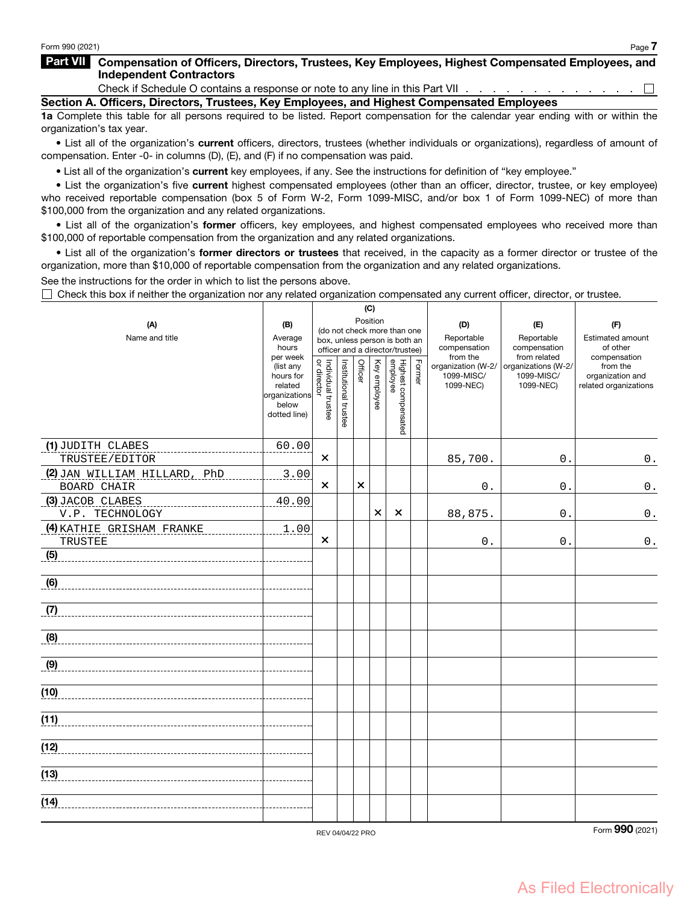## Part VII Compensation of Officers, Directors, Trustees, Key Employees, Highest Compensated Employees, and Independent Contractors

Check if Schedule O contains a response or note to any line in this Part VII . . . . . . . . . . . . . . ☐

### Section A. Officers, Directors, Trustees, Key Employees, and Highest Compensated Employees

**1a** Complete this table for all persons required to be listed. Report compensation for the calendar year ending with or within the organization's tax year.

- List all of the organization's **current** officers, directors, trustees (whether individuals or organizations), regardless of amount of compensation. Enter -0- in columns (D), (E), and (F) if no compensation was paid.
- List all of the organization's **current** key employees, if any. See the instructions for definition of "key employee."
- List the organization's five **current** highest compensated employees (other than an officer, director, trustee, or key employee) who received reportable compensation (box 5 of Form W-2, Form 1099-MISC, and/or box 1 of Form 1099-NEC) of more than $100,000 from the organization and any related organizations.
- List all of the organization's **former** officers, key employees, and highest compensated employees who received more than $100,000 of reportable compensation from the organization and any related organizations.
- List all of the organization's **former directors or trustees** that received, in the capacity as a former director or trustee of the organization, more than $10,000 of reportable compensation from the organization and any related organizations.

See the instructions for the order in which to list the persons above.

☐ Check this box if neither the organization nor any related organization compensated any current officer, director, or trustee.

| (A) Name and title | (B) Average hours per week (list any hours for related organizations below dotted line) | (C) Position (do not check more than one box, unless person is both an officer and a director/trustee) | | | | | | (D) Reportable compensation from the organization (W-2/ 1099-MISC/ 1099-NEC) | (E) Reportable compensation from related organizations (W-2/ 1099-MISC/ 1099-NEC) | (F) Estimated amount of other compensation from the organization and related organizations |
|---|---|---|---|---|---|---|---|---|---|---|
| | | Individual trustee or director | Institutional trustee | Officer | Key employee | Highest compensated employee | Former | | | |
| (1) JUDITH CLABES<br>TRUSTEE/EDITOR | 60.00 | × | | | | | | 85,700. | 0. | 0. |
| (2) JAN WILLIAM HILLARD, PhD<br>BOARD CHAIR | 3.00 | × | | × | | | | 0. | 0. | 0. |
| (3) JACOB CLABES<br>V.P. TECHNOLOGY | 40.00 | | | | × | × | | 88,875. | 0. | 0. |
| (4) KATHIE GRISHAM FRANKE<br>TRUSTEE | 1.00 | × | | | | | | 0. | 0. | 0. |
| (5) | | | | | | | | | | |
| (6) | | | | | | | | | | |
| (7) | | | | | | | | | | |
| (8) | | | | | | | | | | |
| (9) | | | | | | | | | | |
| (10) | | | | | | | | | | |
| (11) | | | | | | | | | | |
| (12) | | | | | | | | | | |
| (13) | | | | | | | | | | |
| (14) | | | | | | | | | | |

REV 04/04/22 PRO

As Filed Electronically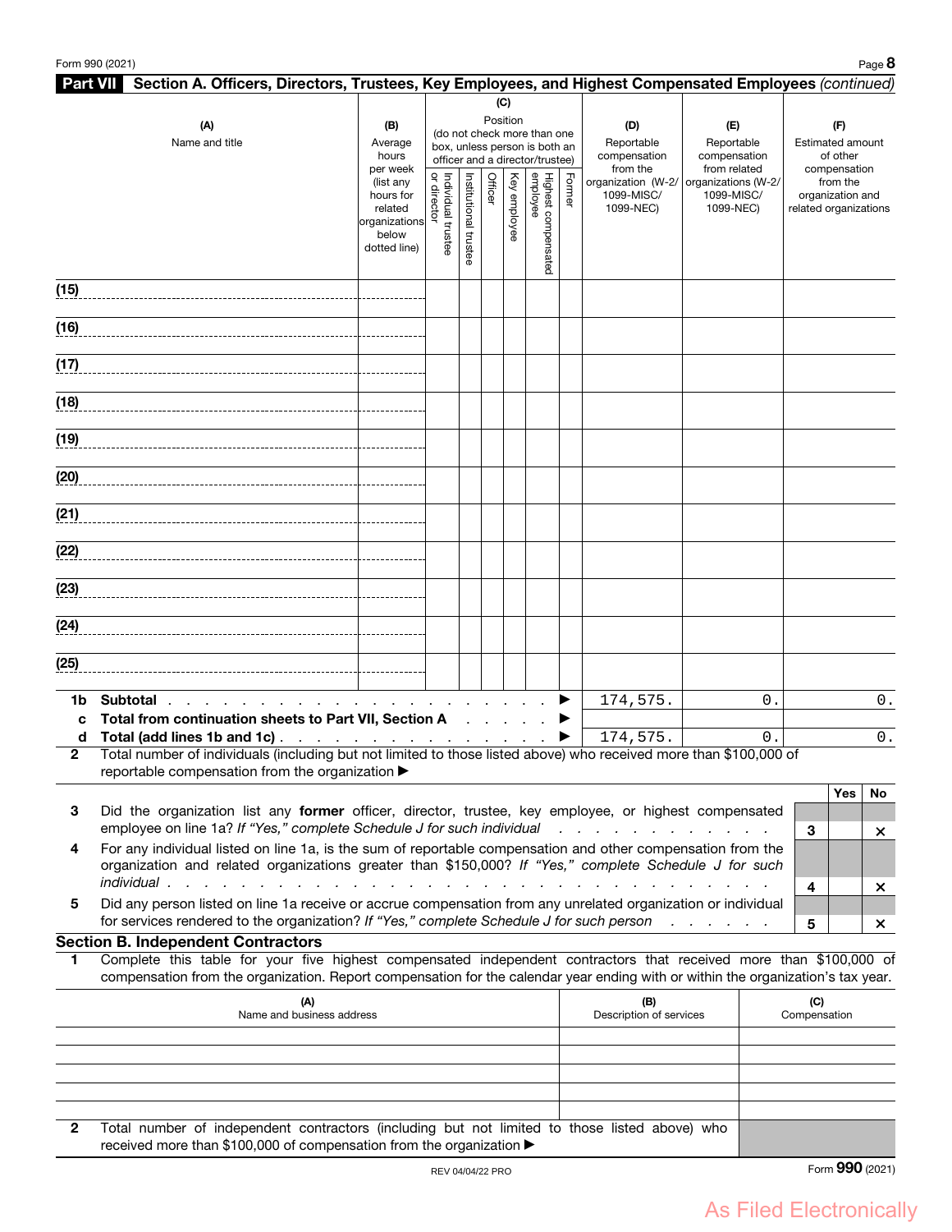Form 990 (2021)

## Part VII Section A. Officers, Directors, Trustees, Key Employees, and Highest Compensated Employees *(continued)*

| (A) Name and title | (B) Average hours per week (list any hours for related organizations below dotted line) | (C) Position (do not check more than one box, unless person is both an officer and a director/trustee) | | | | | | (D) Reportable compensation from the organization (W-2/ 1099-MISC/ 1099-NEC) | (E) Reportable compensation from related organizations (W-2/ 1099-MISC/ 1099-NEC) | (F) Estimated amount of other compensation from the organization and related organizations |
|---|---|---|---|---|---|---|---|---|---|---|
| | | Individual trustee or director | Institutional trustee | Officer | Key employee | Highest compensated employee | Former | | | |
| (15) | | | | | | | | | | |
| (16) | | | | | | | | | | |
| (17) | | | | | | | | | | |
| (18) | | | | | | | | | | |
| (19) | | | | | | | | | | |
| (20) | | | | | | | | | | |
| (21) | | | | | | | | | | |
| (22) | | | | | | | | | | |
| (23) | | | | | | | | | | |
| (24) | | | | | | | | | | |
| (25) | | | | | | | | | | |

| | | (D) | (E) | (F) |
|---|---|---|---|---|
| 1b | Subtotal ▶ | 174,575. | 0. | 0. |
| c | Total from continuation sheets to Part VII, Section A ▶ | | | |
| d | Total (add lines 1b and 1c) ▶ | 174,575. | 0. | 0. |

**2** Total number of individuals (including but not limited to those listed above) who received more than $100,000 of reportable compensation from the organization ▶

| | | | Yes | No |
|---|---|---|---|---|
| 3 | Did the organization list any **former** officer, director, trustee, key employee, or highest compensated employee on line 1a? *If "Yes," complete Schedule J for such individual* | 3 | | × |
| 4 | For any individual listed on line 1a, is the sum of reportable compensation and other compensation from the organization and related organizations greater than $150,000? *If "Yes," complete Schedule J for such individual* | 4 | | × |
| 5 | Did any person listed on line 1a receive or accrue compensation from any unrelated organization or individual for services rendered to the organization? *If "Yes," complete Schedule J for such person* | 5 | | × |

### Section B. Independent Contractors

**1** Complete this table for your five highest compensated independent contractors that received more than $100,000 of compensation from the organization. Report compensation for the calendar year ending with or within the organization's tax year.

| (A) Name and business address | (B) Description of services | (C) Compensation |
|---|---|---|
| | | |
| | | |
| | | |
| | | |
| | | |

**2** Total number of independent contractors (including but not limited to those listed above) who received more than $100,000 of compensation from the organization ▶

REV 04/04/22 PRO

Form **990** (2021)

As Filed Electronically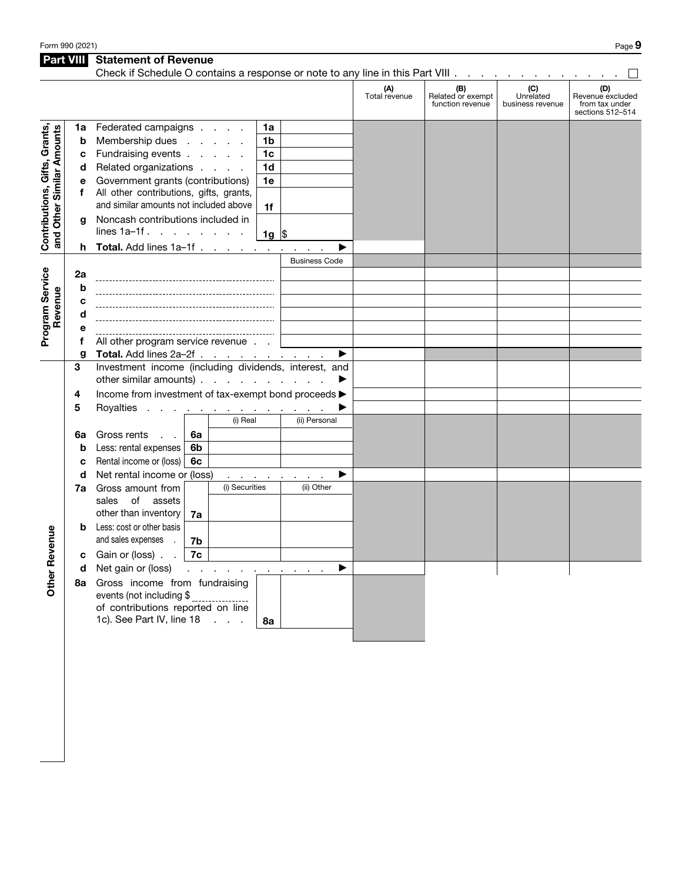Form 990 (2021)

## Part VIII Statement of Revenue

Check if Schedule O contains a response or note to any line in this Part VIII . . . . . . . . . . . . . ☐

| | | | | | (A) Total revenue | (B) Related or exempt function revenue | (C) Unrelated business revenue | (D) Revenue excluded from tax under sections 512–514 |
|---|---|---|---|---|---|---|---|---|
| Contributions, Gifts, Grants, and Other Similar Amounts | 1a | Federated campaigns . . . . | 1a | | | | | |
| | b | Membership dues . . . . . | 1b | | | | | |
| | c | Fundraising events . . . . . | 1c | | | | | |
| | d | Related organizations . . . . | 1d | | | | | |
| | e | Government grants (contributions) | 1e | | | | | |
| | f | All other contributions, gifts, grants, and similar amounts not included above | 1f | | | | | |
| | g | Noncash contributions included in lines 1a–1f . . . . . . . . | 1g | $ | | | | |
| | h | **Total.** Add lines 1a–1f . . . . . . . . ▶ | | | | | | |
| Program Service Revenue | | | | Business Code | | | | |
| | 2a | | | | | | | |
| | b | | | | | | | |
| | c | | | | | | | |
| | d | | | | | | | |
| | e | | | | | | | |
| | f | All other program service revenue . . | | | | | | |
| | g | **Total.** Add lines 2a–2f . . . . . . . . . . ▶ | | | | | | |
| Other Revenue | 3 | Investment income (including dividends, interest, and other similar amounts) . . . . . . . . . . ▶ | | | | | | |
| | 4 | Income from investment of tax-exempt bond proceeds ▶ | | | | | | |
| | 5 | Royalties . . . . . . . . . . . . . . . . ▶ | | | | | | |
| | | | | (i) Real | (ii) Personal | | | |
| | 6a | Gross rents . . . | 6a | | | | | |
| | b | Less: rental expenses | 6b | | | | | |
| | c | Rental income or (loss) | 6c | | | | | |
| | d | Net rental income or (loss) . . . . . . . . . ▶ | | | | | | |
| | | | | (i) Securities | (ii) Other | | | |
| | 7a | Gross amount from sales of assets other than inventory | 7a | | | | | |
| | b | Less: cost or other basis and sales expenses . | 7b | | | | | |
| | c | Gain or (loss) . . | 7c | | | | | |
| | d | Net gain or (loss) . . . . . . . . . . . . ▶ | | | | | | |
| | 8a | Gross income from fundraising events (not including $ ________ of contributions reported on line 1c). See Part IV, line 18 . . . | 8a | | | | | |